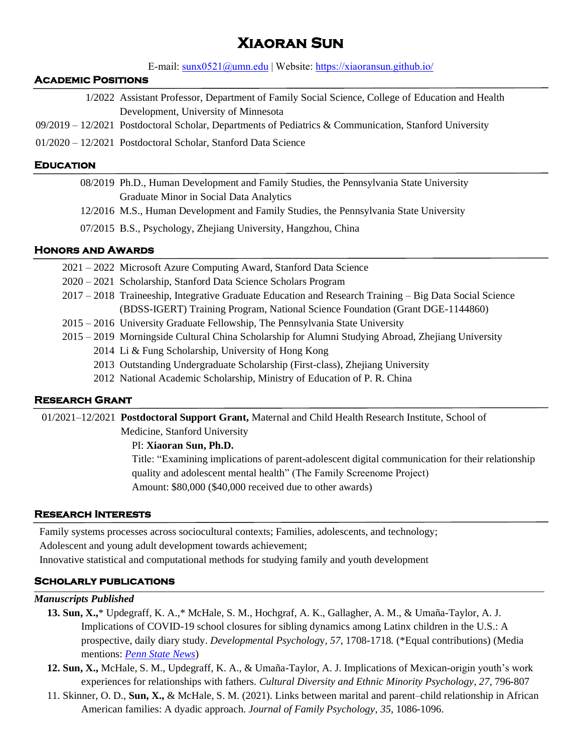# Xiaoran Sun

E-mail: [sunx0521@umn.edu](mailto:sunx0521@umn.edu) | Website: [https://xiaoransun.github.io/](https://xiaoransun.github.io/)

## Academic Positions

1/2022 Assistant Professor, Department of Family Social Science, College of Education and Health Development, University of Minnesota

09/2019 – 12/2021 Postdoctoral Scholar, Departments of Pediatrics & Communication, Stanford University

01/2020 – 12/2021 Postdoctoral Scholar, Stanford Data Science

## Education

08/2019 Ph.D., Human Development and Family Studies, the Pennsylvania State University
Graduate Minor in Social Data Analytics

12/2016 M.S., Human Development and Family Studies, the Pennsylvania State University

07/2015 B.S., Psychology, Zhejiang University, Hangzhou, China

## Honors and Awards

2021 – 2022 Microsoft Azure Computing Award, Stanford Data Science

2020 – 2021 Scholarship, Stanford Data Science Scholars Program

2017 – 2018 Traineeship, Integrative Graduate Education and Research Training – Big Data Social Science (BDSS-IGERT) Training Program, National Science Foundation (Grant DGE-1144860)

2015 – 2016 University Graduate Fellowship, The Pennsylvania State University

2015 – 2019 Morningside Cultural China Scholarship for Alumni Studying Abroad, Zhejiang University

2014 Li & Fung Scholarship, University of Hong Kong

2013 Outstanding Undergraduate Scholarship (First-class), Zhejiang University

2012 National Academic Scholarship, Ministry of Education of P. R. China

## Research Grant

01/2021–12/2021 **Postdoctoral Support Grant,** Maternal and Child Health Research Institute, School of Medicine, Stanford University
PI: **Xiaoran Sun, Ph.D.**
Title: "Examining implications of parent-adolescent digital communication for their relationship quality and adolescent mental health" (The Family Screenome Project)
Amount: $80,000 ($40,000 received due to other awards)

## Research Interests

Family systems processes across sociocultural contexts; Families, adolescents, and technology;
Adolescent and young adult development towards achievement;
Innovative statistical and computational methods for studying family and youth development

## Scholarly publications

***Manuscripts Published***

**13. Sun, X.,*** Updegraff, K. A.,* McHale, S. M., Hochgraf, A. K., Gallagher, A. M., & Umaña-Taylor, A. J. Implications of COVID-19 school closures for sibling dynamics among Latinx children in the U.S.: A prospective, daily diary study. *Developmental Psychology, 57*, 1708-1718. (*Equal contributions) (Media mentions: *[Penn State News](#)*)

**12. Sun, X.,** McHale, S. M., Updegraff, K. A., & Umaña-Taylor, A. J. Implications of Mexican-origin youth's work experiences for relationships with fathers. *Cultural Diversity and Ethnic Minority Psychology, 27*, 796-807

11. Skinner, O. D., **Sun, X.,** & McHale, S. M. (2021). Links between marital and parent–child relationship in African American families: A dyadic approach. *Journal of Family Psychology, 35*, 1086-1096.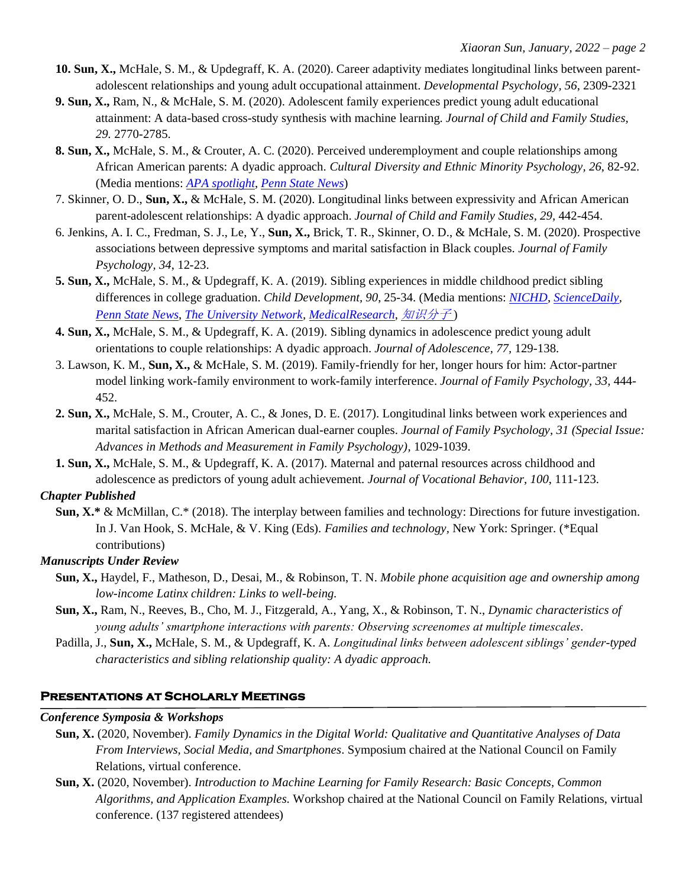**10. Sun, X.,** McHale, S. M., & Updegraff, K. A. (2020). Career adaptivity mediates longitudinal links between parent-adolescent relationships and young adult occupational attainment. *Developmental Psychology, 56*, 2309-2321

**9. Sun, X.,** Ram, N., & McHale, S. M. (2020). Adolescent family experiences predict young adult educational attainment: A data-based cross-study synthesis with machine learning. *Journal of Child and Family Studies, 29*. 2770-2785.

**8. Sun, X.,** McHale, S. M., & Crouter, A. C. (2020). Perceived underemployment and couple relationships among African American parents: A dyadic approach. *Cultural Diversity and Ethnic Minority Psychology, 26*, 82-92. (Media mentions: *APA spotlight*, *Penn State News*)

7. Skinner, O. D., **Sun, X.,** & McHale, S. M. (2020). Longitudinal links between expressivity and African American parent-adolescent relationships: A dyadic approach. *Journal of Child and Family Studies, 29,* 442-454.

6. Jenkins, A. I. C., Fredman, S. J., Le, Y., **Sun, X.,** Brick, T. R., Skinner, O. D., & McHale, S. M. (2020). Prospective associations between depressive symptoms and marital satisfaction in Black couples. *Journal of Family Psychology, 34*, 12-23.

**5. Sun, X.,** McHale, S. M., & Updegraff, K. A. (2019). Sibling experiences in middle childhood predict sibling differences in college graduation. *Child Development, 90,* 25-34. (Media mentions: *NICHD*, *ScienceDaily*, *Penn State News*, *The University Network*, *MedicalResearch*, *知识分子*)

**4. Sun, X.,** McHale, S. M., & Updegraff, K. A. (2019). Sibling dynamics in adolescence predict young adult orientations to couple relationships: A dyadic approach. *Journal of Adolescence, 77,* 129-138.

3. Lawson, K. M., **Sun, X.,** & McHale, S. M. (2019). Family-friendly for her, longer hours for him: Actor-partner model linking work-family environment to work-family interference. *Journal of Family Psychology, 33,* 444-452.

**2. Sun, X.,** McHale, S. M., Crouter, A. C., & Jones, D. E. (2017). Longitudinal links between work experiences and marital satisfaction in African American dual-earner couples. *Journal of Family Psychology, 31 (Special Issue: Advances in Methods and Measurement in Family Psychology),* 1029-1039.

**1. Sun, X.,** McHale, S. M., & Updegraff, K. A. (2017). Maternal and paternal resources across childhood and adolescence as predictors of young adult achievement. *Journal of Vocational Behavior, 100*, 111-123.

### *Chapter Published*

**Sun, X.*** & McMillan, C.* (2018). The interplay between families and technology: Directions for future investigation. In J. Van Hook, S. McHale, & V. King (Eds). *Families and technology*, New York: Springer. (*Equal contributions)

### *Manuscripts Under Review*

**Sun, X.,** Haydel, F., Matheson, D., Desai, M., & Robinson, T. N. *Mobile phone acquisition age and ownership among low-income Latinx children: Links to well-being.*

**Sun, X.,** Ram, N., Reeves, B., Cho, M. J., Fitzgerald, A., Yang, X., & Robinson, T. N., *Dynamic characteristics of young adults' smartphone interactions with parents: Observing screenomes at multiple timescales*.

Padilla, J., **Sun, X.,** McHale, S. M., & Updegraff, K. A. *Longitudinal links between adolescent siblings' gender-typed characteristics and sibling relationship quality: A dyadic approach.*

## Presentations at Scholarly Meetings

### *Conference Symposia & Workshops*

**Sun, X.** (2020, November). *Family Dynamics in the Digital World: Qualitative and Quantitative Analyses of Data From Interviews, Social Media, and Smartphones*. Symposium chaired at the National Council on Family Relations, virtual conference.

**Sun, X.** (2020, November). *Introduction to Machine Learning for Family Research: Basic Concepts, Common Algorithms, and Application Examples.* Workshop chaired at the National Council on Family Relations, virtual conference. (137 registered attendees)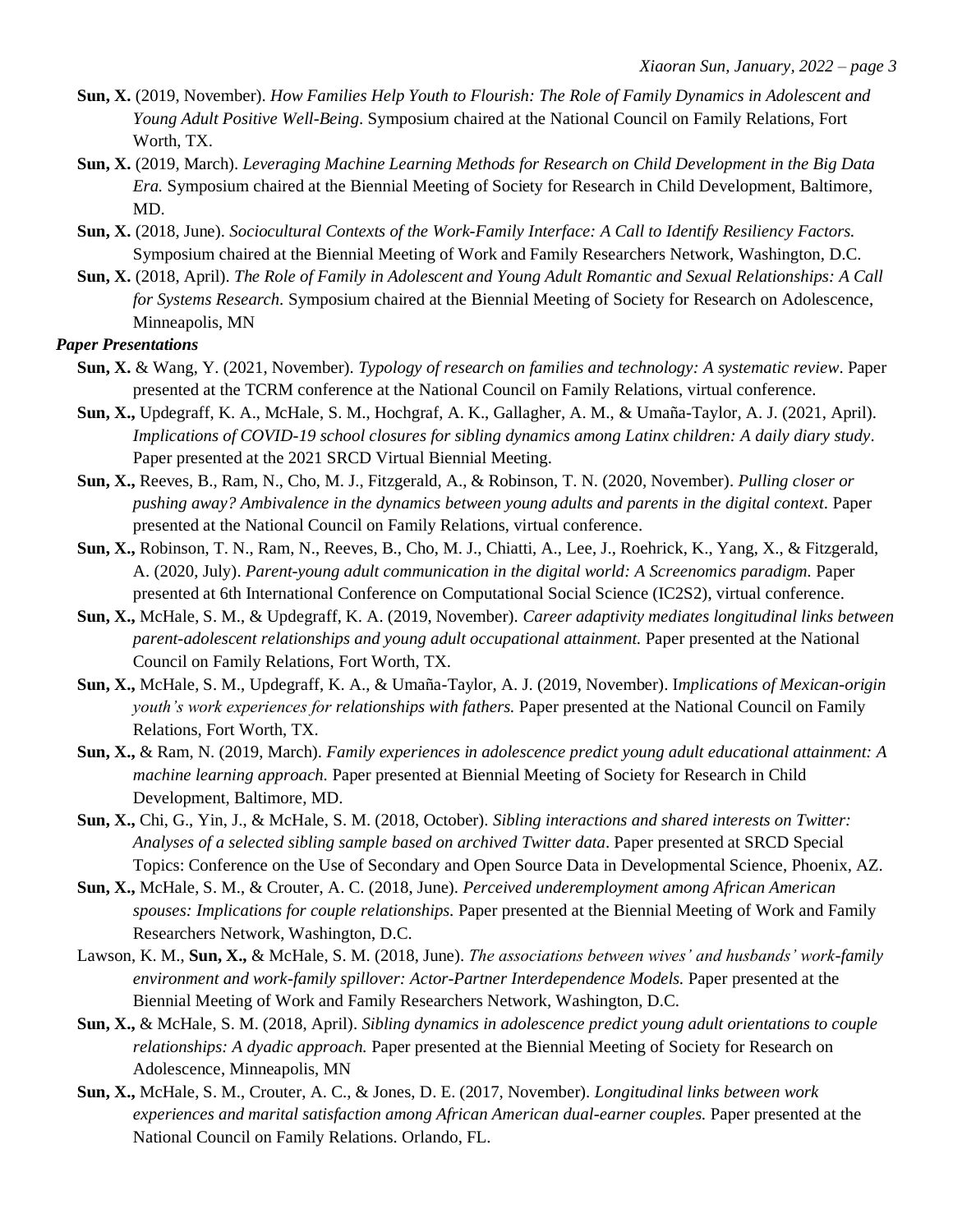**Sun, X.** (2019, November). *How Families Help Youth to Flourish: The Role of Family Dynamics in Adolescent and Young Adult Positive Well-Being.* Symposium chaired at the National Council on Family Relations, Fort Worth, TX.

**Sun, X.** (2019, March). *Leveraging Machine Learning Methods for Research on Child Development in the Big Data Era.* Symposium chaired at the Biennial Meeting of Society for Research in Child Development, Baltimore, MD.

**Sun, X.** (2018, June). *Sociocultural Contexts of the Work-Family Interface: A Call to Identify Resiliency Factors.* Symposium chaired at the Biennial Meeting of Work and Family Researchers Network, Washington, D.C.

**Sun, X.** (2018, April). *The Role of Family in Adolescent and Young Adult Romantic and Sexual Relationships: A Call for Systems Research.* Symposium chaired at the Biennial Meeting of Society for Research on Adolescence, Minneapolis, MN

***Paper Presentations***

**Sun, X.** & Wang, Y. (2021, November). *Typology of research on families and technology: A systematic review*. Paper presented at the TCRM conference at the National Council on Family Relations, virtual conference.

**Sun, X.,** Updegraff, K. A., McHale, S. M., Hochgraf, A. K., Gallagher, A. M., & Umaña-Taylor, A. J. (2021, April). *Implications of COVID-19 school closures for sibling dynamics among Latinx children: A daily diary study*. Paper presented at the 2021 SRCD Virtual Biennial Meeting.

**Sun, X.,** Reeves, B., Ram, N., Cho, M. J., Fitzgerald, A., & Robinson, T. N. (2020, November). *Pulling closer or pushing away? Ambivalence in the dynamics between young adults and parents in the digital context*. Paper presented at the National Council on Family Relations, virtual conference.

**Sun, X.,** Robinson, T. N., Ram, N., Reeves, B., Cho, M. J., Chiatti, A., Lee, J., Roehrick, K., Yang, X., & Fitzgerald, A. (2020, July). *Parent-young adult communication in the digital world: A Screenomics paradigm.* Paper presented at 6th International Conference on Computational Social Science (IC2S2), virtual conference.

**Sun, X.,** McHale, S. M., & Updegraff, K. A. (2019, November). *Career adaptivity mediates longitudinal links between parent-adolescent relationships and young adult occupational attainment.* Paper presented at the National Council on Family Relations, Fort Worth, TX.

**Sun, X.,** McHale, S. M., Updegraff, K. A., & Umaña-Taylor, A. J. (2019, November). I*mplications of Mexican-origin youth's work experiences for relationships with fathers.* Paper presented at the National Council on Family Relations, Fort Worth, TX.

**Sun, X.,** & Ram, N. (2019, March). *Family experiences in adolescence predict young adult educational attainment: A machine learning approach.* Paper presented at Biennial Meeting of Society for Research in Child Development, Baltimore, MD.

**Sun, X.,** Chi, G., Yin, J., & McHale, S. M. (2018, October). *Sibling interactions and shared interests on Twitter: Analyses of a selected sibling sample based on archived Twitter data*. Paper presented at SRCD Special Topics: Conference on the Use of Secondary and Open Source Data in Developmental Science, Phoenix, AZ.

**Sun, X.,** McHale, S. M., & Crouter, A. C. (2018, June). *Perceived underemployment among African American spouses: Implications for couple relationships.* Paper presented at the Biennial Meeting of Work and Family Researchers Network, Washington, D.C.

Lawson, K. M., **Sun, X.,** & McHale, S. M. (2018, June). *The associations between wives' and husbands' work-family environment and work-family spillover: Actor-Partner Interdependence Models.* Paper presented at the Biennial Meeting of Work and Family Researchers Network, Washington, D.C.

**Sun, X.,** & McHale, S. M. (2018, April). *Sibling dynamics in adolescence predict young adult orientations to couple relationships: A dyadic approach.* Paper presented at the Biennial Meeting of Society for Research on Adolescence, Minneapolis, MN

**Sun, X.,** McHale, S. M., Crouter, A. C., & Jones, D. E. (2017, November). *Longitudinal links between work experiences and marital satisfaction among African American dual-earner couples.* Paper presented at the National Council on Family Relations. Orlando, FL.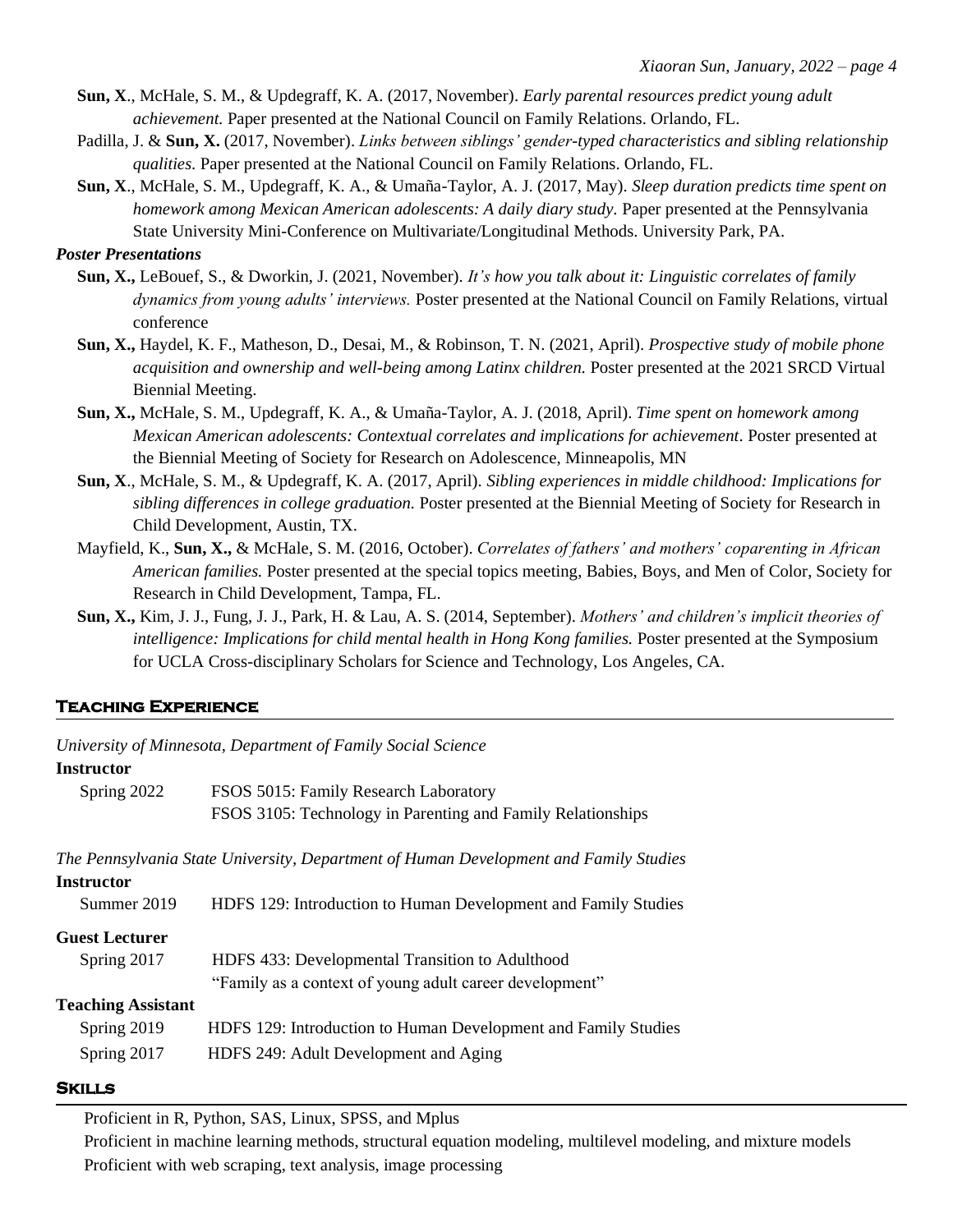**Sun, X**., McHale, S. M., & Updegraff, K. A. (2017, November). *Early parental resources predict young adult achievement.* Paper presented at the National Council on Family Relations. Orlando, FL.

Padilla, J. & **Sun, X.** (2017, November). *Links between siblings' gender-typed characteristics and sibling relationship qualities.* Paper presented at the National Council on Family Relations. Orlando, FL.

**Sun, X**., McHale, S. M., Updegraff, K. A., & Umaña-Taylor, A. J. (2017, May). *Sleep duration predicts time spent on homework among Mexican American adolescents: A daily diary study*. Paper presented at the Pennsylvania State University Mini-Conference on Multivariate/Longitudinal Methods. University Park, PA.

***Poster Presentations***

**Sun, X.,** LeBouef, S., & Dworkin, J. (2021, November). *It's how you talk about it: Linguistic correlates of family dynamics from young adults' interviews.* Poster presented at the National Council on Family Relations, virtual conference

**Sun, X.,** Haydel, K. F., Matheson, D., Desai, M., & Robinson, T. N. (2021, April). *Prospective study of mobile phone acquisition and ownership and well-being among Latinx children.* Poster presented at the 2021 SRCD Virtual Biennial Meeting.

**Sun, X.,** McHale, S. M., Updegraff, K. A., & Umaña-Taylor, A. J. (2018, April). *Time spent on homework among Mexican American adolescents: Contextual correlates and implications for achievement*. Poster presented at the Biennial Meeting of Society for Research on Adolescence, Minneapolis, MN

**Sun, X**., McHale, S. M., & Updegraff, K. A. (2017, April). *Sibling experiences in middle childhood: Implications for sibling differences in college graduation.* Poster presented at the Biennial Meeting of Society for Research in Child Development, Austin, TX.

Mayfield, K., **Sun, X.,** & McHale, S. M. (2016, October). *Correlates of fathers' and mothers' coparenting in African American families.* Poster presented at the special topics meeting, Babies, Boys, and Men of Color, Society for Research in Child Development, Tampa, FL.

**Sun, X.,** Kim, J. J., Fung, J. J., Park, H. & Lau, A. S. (2014, September). *Mothers' and children's implicit theories of intelligence: Implications for child mental health in Hong Kong families.* Poster presented at the Symposium for UCLA Cross-disciplinary Scholars for Science and Technology, Los Angeles, CA.

## Teaching Experience

*University of Minnesota, Department of Family Social Science*

**Instructor**

Spring 2022 — FSOS 5015: Family Research Laboratory
FSOS 3105: Technology in Parenting and Family Relationships

*The Pennsylvania State University, Department of Human Development and Family Studies*

**Instructor**

Summer 2019 — HDFS 129: Introduction to Human Development and Family Studies

**Guest Lecturer**

Spring 2017 — HDFS 433: Developmental Transition to Adulthood
"Family as a context of young adult career development"

**Teaching Assistant**

Spring 2019 — HDFS 129: Introduction to Human Development and Family Studies
Spring 2017 — HDFS 249: Adult Development and Aging

## Skills

Proficient in R, Python, SAS, Linux, SPSS, and Mplus
Proficient in machine learning methods, structural equation modeling, multilevel modeling, and mixture models
Proficient with web scraping, text analysis, image processing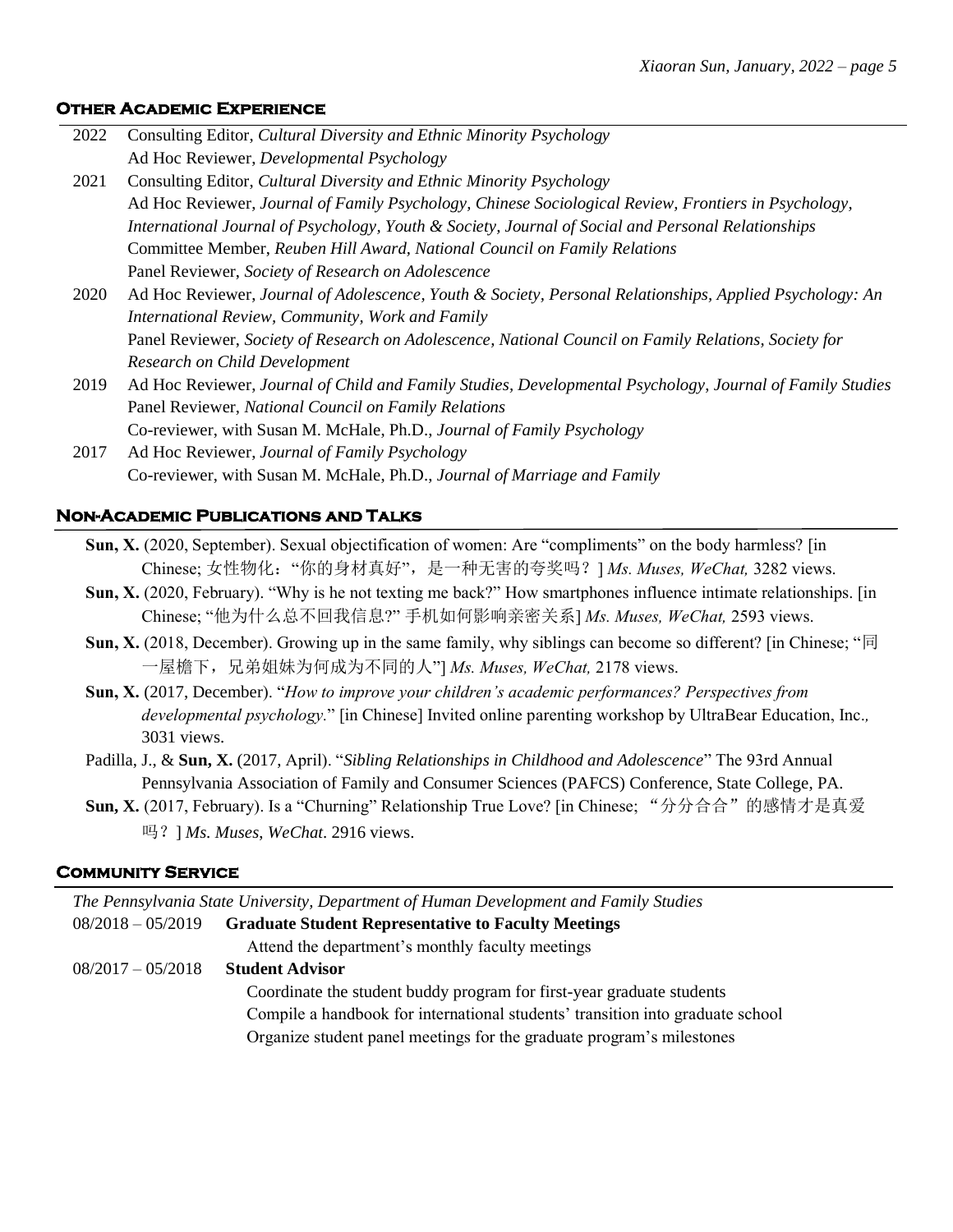## Other Academic Experience

2022 Consulting Editor, *Cultural Diversity and Ethnic Minority Psychology*
Ad Hoc Reviewer, *Developmental Psychology*

2021 Consulting Editor, *Cultural Diversity and Ethnic Minority Psychology*
Ad Hoc Reviewer, *Journal of Family Psychology, Chinese Sociological Review, Frontiers in Psychology, International Journal of Psychology, Youth & Society, Journal of Social and Personal Relationships*
Committee Member, *Reuben Hill Award, National Council on Family Relations*
Panel Reviewer, *Society of Research on Adolescence*

2020 Ad Hoc Reviewer, *Journal of Adolescence, Youth & Society, Personal Relationships, Applied Psychology: An International Review, Community, Work and Family*
Panel Reviewer, *Society of Research on Adolescence, National Council on Family Relations, Society for Research on Child Development*

2019 Ad Hoc Reviewer, *Journal of Child and Family Studies, Developmental Psychology, Journal of Family Studies*
Panel Reviewer, *National Council on Family Relations*
Co-reviewer, with Susan M. McHale, Ph.D., *Journal of Family Psychology*

2017 Ad Hoc Reviewer, *Journal of Family Psychology*
Co-reviewer, with Susan M. McHale, Ph.D., *Journal of Marriage and Family*

## Non-Academic Publications and Talks

**Sun, X.** (2020, September). Sexual objectification of women: Are "compliments" on the body harmless? [in Chinese; 女性物化："你的身材真好"，是一种无害的夸奖吗？] *Ms. Muses, WeChat,* 3282 views.

**Sun, X.** (2020, February). "Why is he not texting me back?" How smartphones influence intimate relationships. [in Chinese; "他为什么总不回我信息?" 手机如何影响亲密关系] *Ms. Muses, WeChat,* 2593 views.

**Sun, X.** (2018, December). Growing up in the same family, why siblings can become so different? [in Chinese; "同一屋檐下，兄弟姐妹为何成为不同的人"] *Ms. Muses, WeChat,* 2178 views.

**Sun, X.** (2017, December). "*How to improve your children's academic performances? Perspectives from developmental psychology.*" [in Chinese] Invited online parenting workshop by UltraBear Education, Inc., 3031 views.

Padilla, J., & **Sun, X.** (2017, April). "*Sibling Relationships in Childhood and Adolescence*" The 93rd Annual Pennsylvania Association of Family and Consumer Sciences (PAFCS) Conference, State College, PA.

**Sun, X.** (2017, February). Is a "Churning" Relationship True Love? [in Chinese; "分分合合"的感情才是真爱吗？] *Ms. Muses, WeChat*. 2916 views.

## Community Service

*The Pennsylvania State University, Department of Human Development and Family Studies*

08/2018 – 05/2019 **Graduate Student Representative to Faculty Meetings**
Attend the department's monthly faculty meetings

08/2017 – 05/2018 **Student Advisor**
Coordinate the student buddy program for first-year graduate students
Compile a handbook for international students' transition into graduate school
Organize student panel meetings for the graduate program's milestones